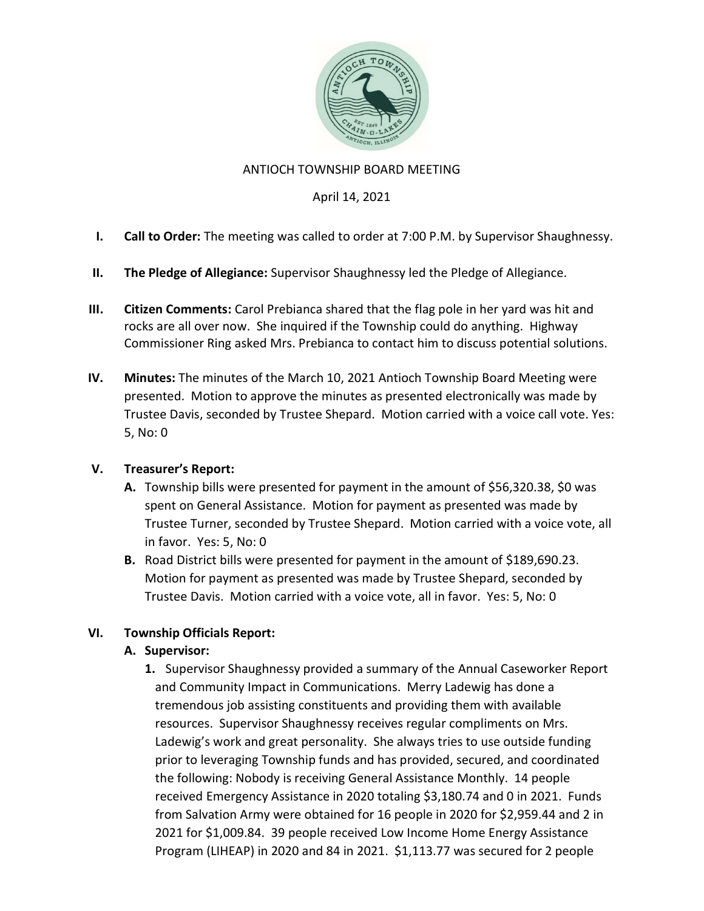# ANTIOCH TOWNSHIP BOARD MEETING

April 14, 2021

I. **Call to Order:** The meeting was called to order at 7:00 P.M. by Supervisor Shaughnessy.

II. **The Pledge of Allegiance:** Supervisor Shaughnessy led the Pledge of Allegiance.

III. **Citizen Comments:** Carol Prebianca shared that the flag pole in her yard was hit and rocks are all over now. She inquired if the Township could do anything. Highway Commissioner Ring asked Mrs. Prebianca to contact him to discuss potential solutions.

IV. **Minutes:** The minutes of the March 10, 2021 Antioch Township Board Meeting were presented. Motion to approve the minutes as presented electronically was made by Trustee Davis, seconded by Trustee Shepard. Motion carried with a voice call vote. Yes: 5, No: 0

V. **Treasurer's Report:**

   **A.** Township bills were presented for payment in the amount of $56,320.38, $0 was spent on General Assistance. Motion for payment as presented was made by Trustee Turner, seconded by Trustee Shepard. Motion carried with a voice vote, all in favor. Yes: 5, No: 0

   **B.** Road District bills were presented for payment in the amount of $189,690.23. Motion for payment as presented was made by Trustee Shepard, seconded by Trustee Davis. Motion carried with a voice vote, all in favor. Yes: 5, No: 0

VI. **Township Officials Report:**

   **A. Supervisor:**

   **1.** Supervisor Shaughnessy provided a summary of the Annual Caseworker Report and Community Impact in Communications. Merry Ladewig has done a tremendous job assisting constituents and providing them with available resources. Supervisor Shaughnessy receives regular compliments on Mrs. Ladewig's work and great personality. She always tries to use outside funding prior to leveraging Township funds and has provided, secured, and coordinated the following: Nobody is receiving General Assistance Monthly. 14 people received Emergency Assistance in 2020 totaling $3,180.74 and 0 in 2021. Funds from Salvation Army were obtained for 16 people in 2020 for $2,959.44 and 2 in 2021 for $1,009.84. 39 people received Low Income Home Energy Assistance Program (LIHEAP) in 2020 and 84 in 2021. $1,113.77 was secured for 2 people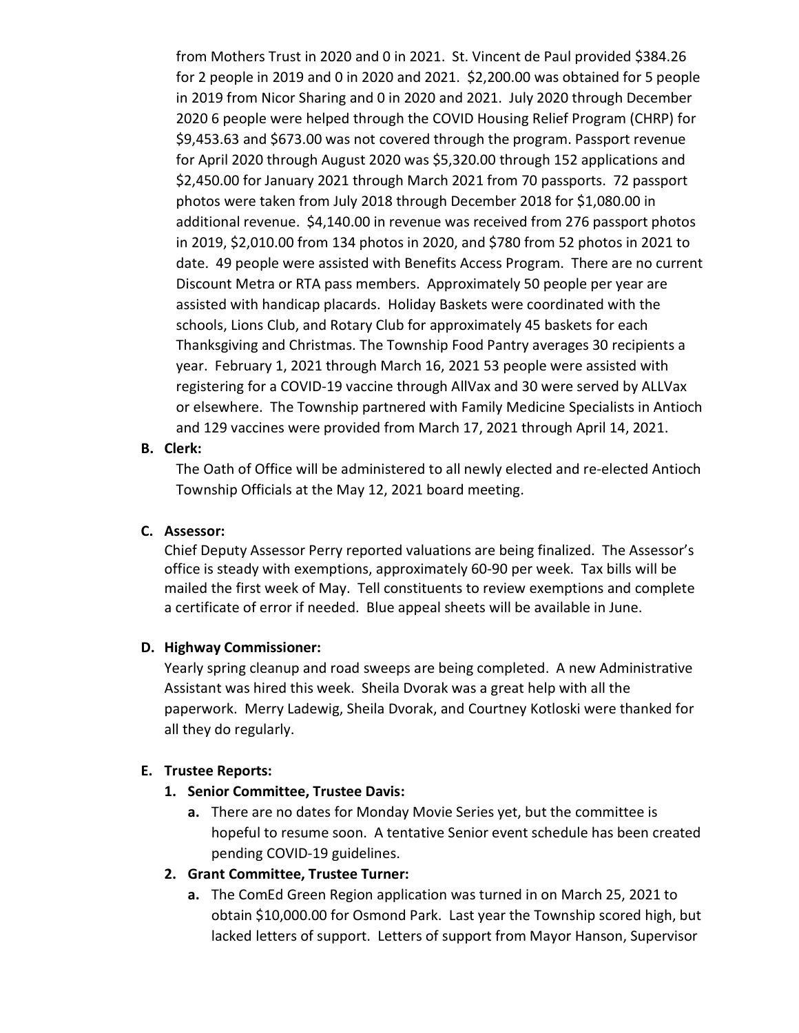from Mothers Trust in 2020 and 0 in 2021. St. Vincent de Paul provided $384.26 for 2 people in 2019 and 0 in 2020 and 2021. $2,200.00 was obtained for 5 people in 2019 from Nicor Sharing and 0 in 2020 and 2021. July 2020 through December 2020 6 people were helped through the COVID Housing Relief Program (CHRP) for $9,453.63 and $673.00 was not covered through the program. Passport revenue for April 2020 through August 2020 was $5,320.00 through 152 applications and $2,450.00 for January 2021 through March 2021 from 70 passports. 72 passport photos were taken from July 2018 through December 2018 for $1,080.00 in additional revenue. $4,140.00 in revenue was received from 276 passport photos in 2019, $2,010.00 from 134 photos in 2020, and $780 from 52 photos in 2021 to date. 49 people were assisted with Benefits Access Program. There are no current Discount Metra or RTA pass members. Approximately 50 people per year are assisted with handicap placards. Holiday Baskets were coordinated with the schools, Lions Club, and Rotary Club for approximately 45 baskets for each Thanksgiving and Christmas. The Township Food Pantry averages 30 recipients a year. February 1, 2021 through March 16, 2021 53 people were assisted with registering for a COVID-19 vaccine through AllVax and 30 were served by ALLVax or elsewhere. The Township partnered with Family Medicine Specialists in Antioch and 129 vaccines were provided from March 17, 2021 through April 14, 2021.

**B. Clerk:**

The Oath of Office will be administered to all newly elected and re-elected Antioch Township Officials at the May 12, 2021 board meeting.

**C. Assessor:**

Chief Deputy Assessor Perry reported valuations are being finalized. The Assessor's office is steady with exemptions, approximately 60-90 per week. Tax bills will be mailed the first week of May. Tell constituents to review exemptions and complete a certificate of error if needed. Blue appeal sheets will be available in June.

**D. Highway Commissioner:**

Yearly spring cleanup and road sweeps are being completed. A new Administrative Assistant was hired this week. Sheila Dvorak was a great help with all the paperwork. Merry Ladewig, Sheila Dvorak, and Courtney Kotloski were thanked for all they do regularly.

**E. Trustee Reports:**

1. **Senior Committee, Trustee Davis:**
   a. There are no dates for Monday Movie Series yet, but the committee is hopeful to resume soon. A tentative Senior event schedule has been created pending COVID-19 guidelines.
2. **Grant Committee, Trustee Turner:**
   a. The ComEd Green Region application was turned in on March 25, 2021 to obtain $10,000.00 for Osmond Park. Last year the Township scored high, but lacked letters of support. Letters of support from Mayor Hanson, Supervisor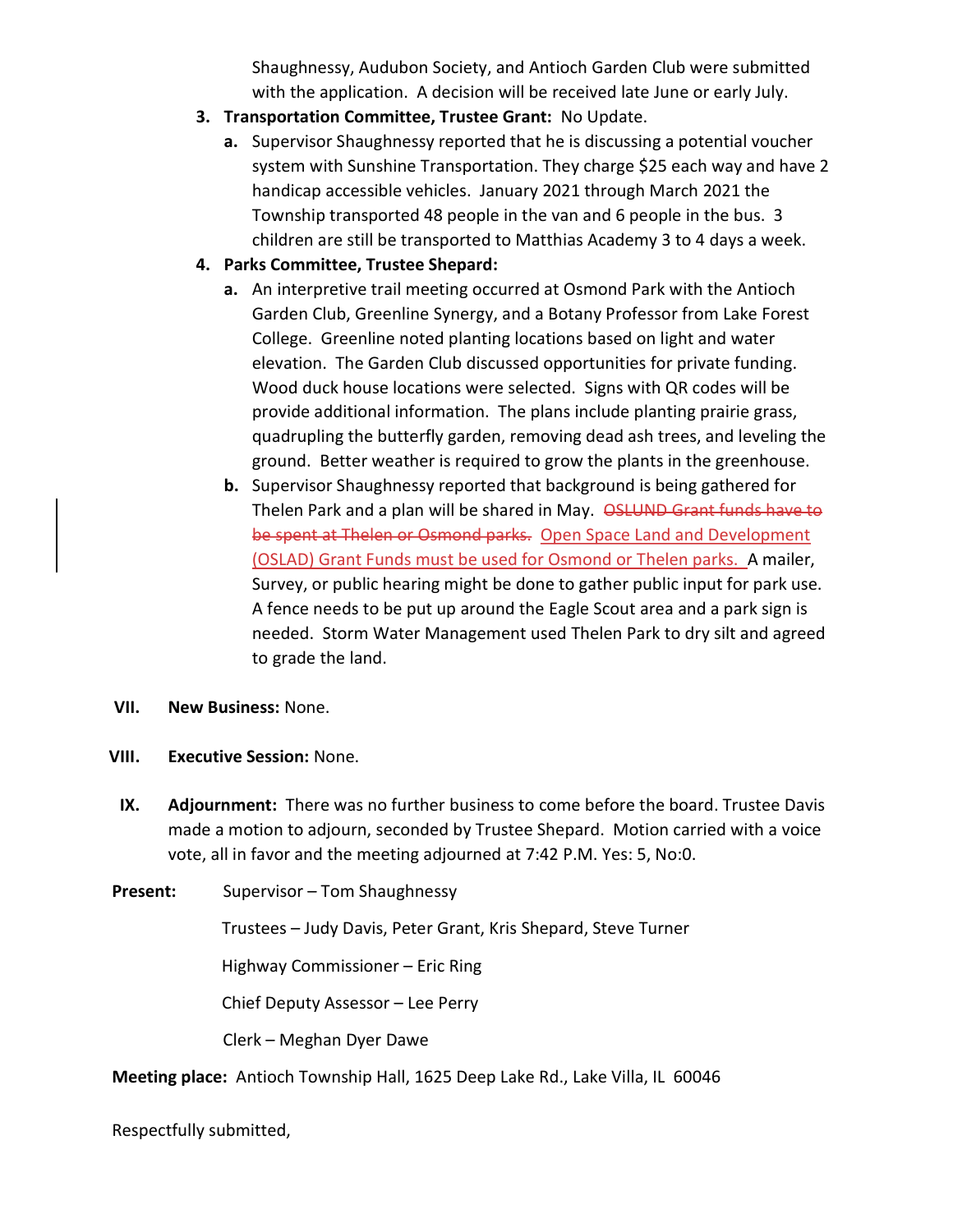Shaughnessy, Audubon Society, and Antioch Garden Club were submitted with the application. A decision will be received late June or early July.

3. **Transportation Committee, Trustee Grant:** No Update.
   a. Supervisor Shaughnessy reported that he is discussing a potential voucher system with Sunshine Transportation. They charge $25 each way and have 2 handicap accessible vehicles. January 2021 through March 2021 the Township transported 48 people in the van and 6 people in the bus. 3 children are still be transported to Matthias Academy 3 to 4 days a week.
4. **Parks Committee, Trustee Shepard:**
   a. An interpretive trail meeting occurred at Osmond Park with the Antioch Garden Club, Greenline Synergy, and a Botany Professor from Lake Forest College. Greenline noted planting locations based on light and water elevation. The Garden Club discussed opportunities for private funding. Wood duck house locations were selected. Signs with QR codes will be provide additional information. The plans include planting prairie grass, quadrupling the butterfly garden, removing dead ash trees, and leveling the ground. Better weather is required to grow the plants in the greenhouse.
   b. Supervisor Shaughnessy reported that background is being gathered for Thelen Park and a plan will be shared in May. ~~OSLUND Grant funds have to be spent at Thelen or Osmond parks.~~ Open Space Land and Development (OSLAD) Grant Funds must be used for Osmond or Thelen parks. A mailer, Survey, or public hearing might be done to gather public input for park use. A fence needs to be put up around the Eagle Scout area and a park sign is needed. Storm Water Management used Thelen Park to dry silt and agreed to grade the land.

VII. **New Business:** None.

VIII. **Executive Session:** None.

IX. **Adjournment:** There was no further business to come before the board. Trustee Davis made a motion to adjourn, seconded by Trustee Shepard. Motion carried with a voice vote, all in favor and the meeting adjourned at 7:42 P.M. Yes: 5, No:0.

**Present:** Supervisor – Tom Shaughnessy

Trustees – Judy Davis, Peter Grant, Kris Shepard, Steve Turner

Highway Commissioner – Eric Ring

Chief Deputy Assessor – Lee Perry

Clerk – Meghan Dyer Dawe

**Meeting place:** Antioch Township Hall, 1625 Deep Lake Rd., Lake Villa, IL 60046

Respectfully submitted,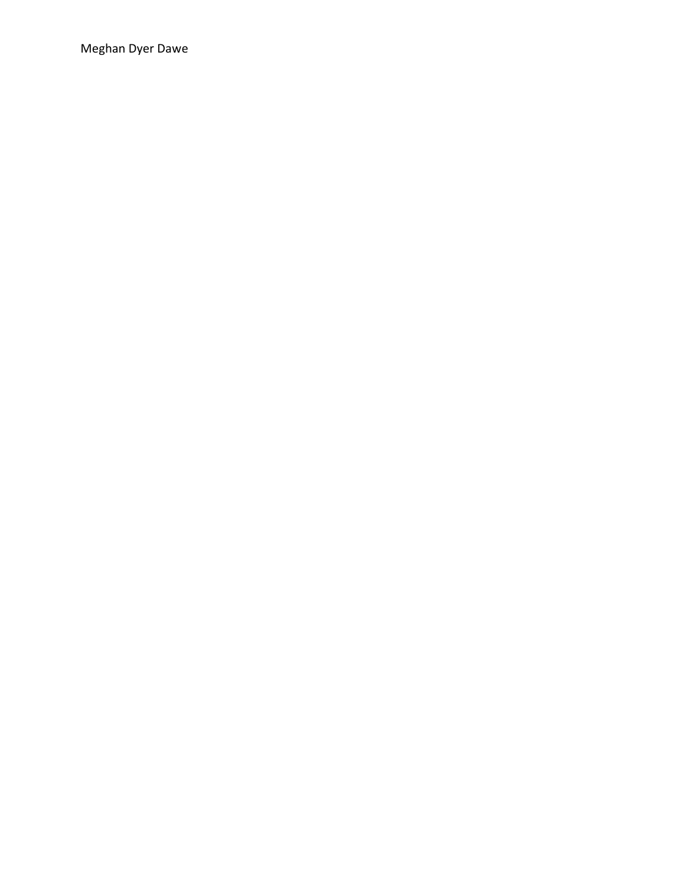Meghan Dyer Dawe